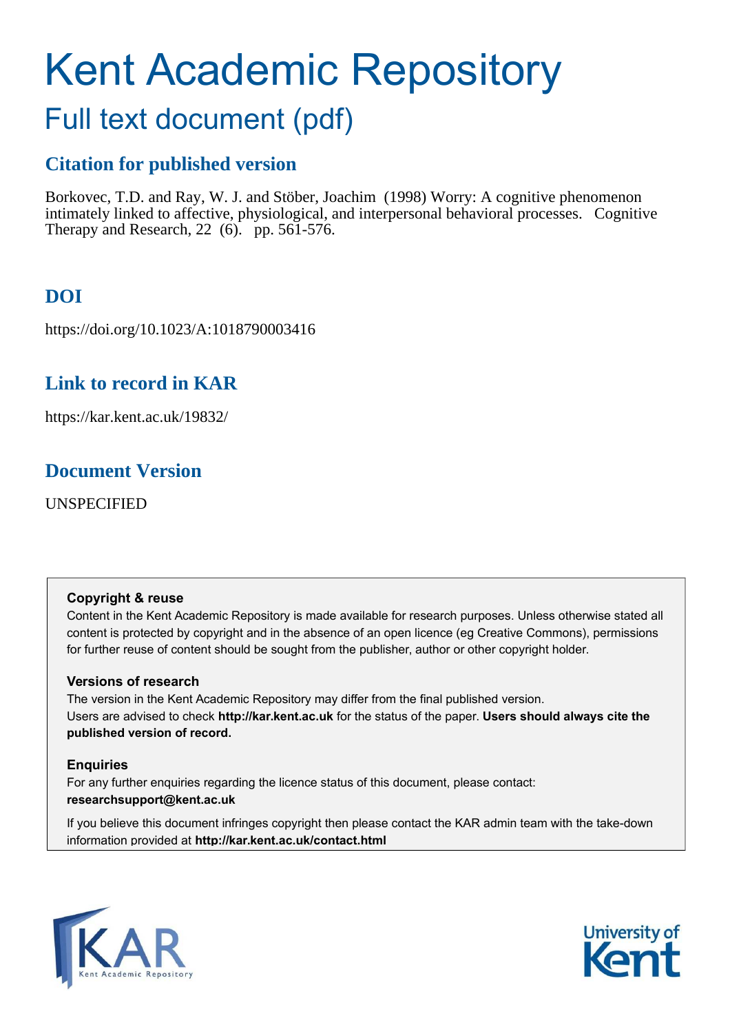# Kent Academic Repository

## Full text document (pdf)

### Citation for published version

Borkovec, T.D. and Ray, W. J. and Stöber, Joachim (1998) Worry: A cognitive phenomenon intimately linked to affective, physiological, and interpersonal behavioral processes. Cognitive Therapy and Research, 22 (6). pp. 561-576.

### DOI

https://doi.org/10.1023/A:1018790003416

### Link to record in KAR

https://kar.kent.ac.uk/19832/

### Document Version

UNSPECIFIED

**Copyright & reuse**

Content in the Kent Academic Repository is made available for research purposes. Unless otherwise stated all content is protected by copyright and in the absence of an open licence (eg Creative Commons), permissions for further reuse of content should be sought from the publisher, author or other copyright holder.

**Versions of research**

The version in the Kent Academic Repository may differ from the final published version. Users are advised to check **http://kar.kent.ac.uk** for the status of the paper. **Users should always cite the published version of record.**

**Enquiries**

For any further enquiries regarding the licence status of this document, please contact: **researchsupport@kent.ac.uk**

If you believe this document infringes copyright then please contact the KAR admin team with the take-down information provided at **http://kar.kent.ac.uk/contact.html**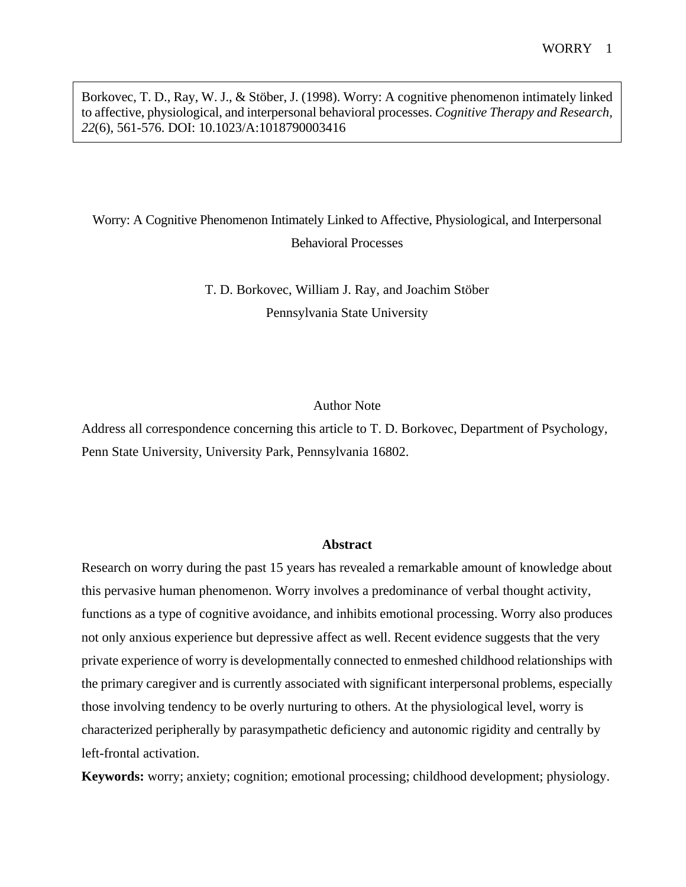Borkovec, T. D., Ray, W. J., & Stöber, J. (1998). Worry: A cognitive phenomenon intimately linked to affective, physiological, and interpersonal behavioral processes. *Cognitive Therapy and Research, 22*(6), 561-576. DOI: 10.1023/A:1018790003416

# Worry: A Cognitive Phenomenon Intimately Linked to Affective, Physiological, and Interpersonal Behavioral Processes

T. D. Borkovec, William J. Ray, and Joachim Stöber

Pennsylvania State University

## Author Note

Address all correspondence concerning this article to T. D. Borkovec, Department of Psychology, Penn State University, University Park, Pennsylvania 16802.

## Abstract

Research on worry during the past 15 years has revealed a remarkable amount of knowledge about this pervasive human phenomenon. Worry involves a predominance of verbal thought activity, functions as a type of cognitive avoidance, and inhibits emotional processing. Worry also produces not only anxious experience but depressive affect as well. Recent evidence suggests that the very private experience of worry is developmentally connected to enmeshed childhood relationships with the primary caregiver and is currently associated with significant interpersonal problems, especially those involving tendency to be overly nurturing to others. At the physiological level, worry is characterized peripherally by parasympathetic deficiency and autonomic rigidity and centrally by left-frontal activation.

**Keywords:** worry; anxiety; cognition; emotional processing; childhood development; physiology.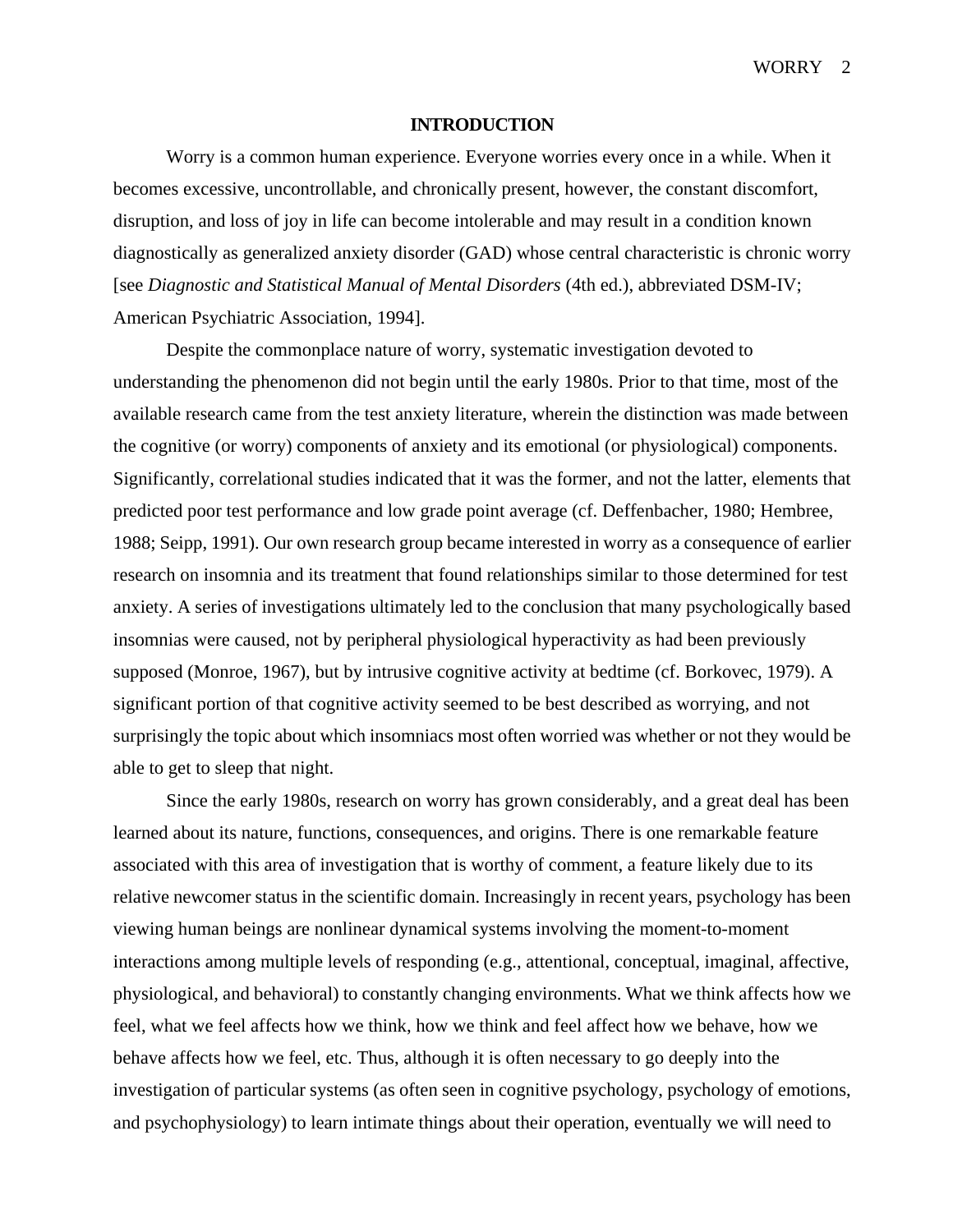# INTRODUCTION

Worry is a common human experience. Everyone worries every once in a while. When it becomes excessive, uncontrollable, and chronically present, however, the constant discomfort, disruption, and loss of joy in life can become intolerable and may result in a condition known diagnostically as generalized anxiety disorder (GAD) whose central characteristic is chronic worry [see *Diagnostic and Statistical Manual of Mental Disorders* (4th ed.), abbreviated DSM-IV; American Psychiatric Association, 1994].

Despite the commonplace nature of worry, systematic investigation devoted to understanding the phenomenon did not begin until the early 1980s. Prior to that time, most of the available research came from the test anxiety literature, wherein the distinction was made between the cognitive (or worry) components of anxiety and its emotional (or physiological) components. Significantly, correlational studies indicated that it was the former, and not the latter, elements that predicted poor test performance and low grade point average (cf. Deffenbacher, 1980; Hembree, 1988; Seipp, 1991). Our own research group became interested in worry as a consequence of earlier research on insomnia and its treatment that found relationships similar to those determined for test anxiety. A series of investigations ultimately led to the conclusion that many psychologically based insomnias were caused, not by peripheral physiological hyperactivity as had been previously supposed (Monroe, 1967), but by intrusive cognitive activity at bedtime (cf. Borkovec, 1979). A significant portion of that cognitive activity seemed to be best described as worrying, and not surprisingly the topic about which insomniacs most often worried was whether or not they would be able to get to sleep that night.

Since the early 1980s, research on worry has grown considerably, and a great deal has been learned about its nature, functions, consequences, and origins. There is one remarkable feature associated with this area of investigation that is worthy of comment, a feature likely due to its relative newcomer status in the scientific domain. Increasingly in recent years, psychology has been viewing human beings are nonlinear dynamical systems involving the moment-to-moment interactions among multiple levels of responding (e.g., attentional, conceptual, imaginal, affective, physiological, and behavioral) to constantly changing environments. What we think affects how we feel, what we feel affects how we think, how we think and feel affect how we behave, how we behave affects how we feel, etc. Thus, although it is often necessary to go deeply into the investigation of particular systems (as often seen in cognitive psychology, psychology of emotions, and psychophysiology) to learn intimate things about their operation, eventually we will need to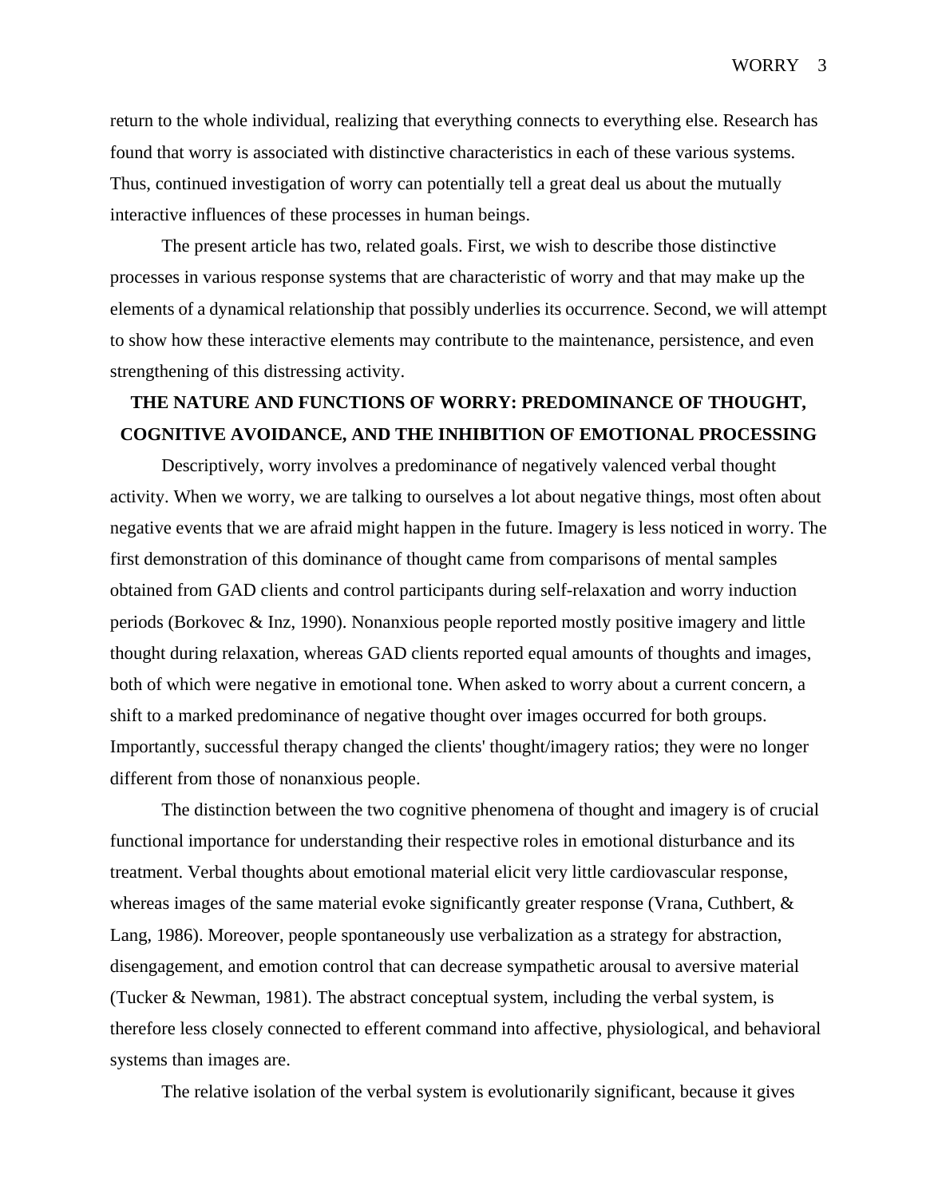return to the whole individual, realizing that everything connects to everything else. Research has found that worry is associated with distinctive characteristics in each of these various systems. Thus, continued investigation of worry can potentially tell a great deal us about the mutually interactive influences of these processes in human beings.

The present article has two, related goals. First, we wish to describe those distinctive processes in various response systems that are characteristic of worry and that may make up the elements of a dynamical relationship that possibly underlies its occurrence. Second, we will attempt to show how these interactive elements may contribute to the maintenance, persistence, and even strengthening of this distressing activity.

## THE NATURE AND FUNCTIONS OF WORRY: PREDOMINANCE OF THOUGHT, COGNITIVE AVOIDANCE, AND THE INHIBITION OF EMOTIONAL PROCESSING

Descriptively, worry involves a predominance of negatively valenced verbal thought activity. When we worry, we are talking to ourselves a lot about negative things, most often about negative events that we are afraid might happen in the future. Imagery is less noticed in worry. The first demonstration of this dominance of thought came from comparisons of mental samples obtained from GAD clients and control participants during self-relaxation and worry induction periods (Borkovec & Inz, 1990). Nonanxious people reported mostly positive imagery and little thought during relaxation, whereas GAD clients reported equal amounts of thoughts and images, both of which were negative in emotional tone. When asked to worry about a current concern, a shift to a marked predominance of negative thought over images occurred for both groups. Importantly, successful therapy changed the clients' thought/imagery ratios; they were no longer different from those of nonanxious people.

The distinction between the two cognitive phenomena of thought and imagery is of crucial functional importance for understanding their respective roles in emotional disturbance and its treatment. Verbal thoughts about emotional material elicit very little cardiovascular response, whereas images of the same material evoke significantly greater response (Vrana, Cuthbert, & Lang, 1986). Moreover, people spontaneously use verbalization as a strategy for abstraction, disengagement, and emotion control that can decrease sympathetic arousal to aversive material (Tucker & Newman, 1981). The abstract conceptual system, including the verbal system, is therefore less closely connected to efferent command into affective, physiological, and behavioral systems than images are.

The relative isolation of the verbal system is evolutionarily significant, because it gives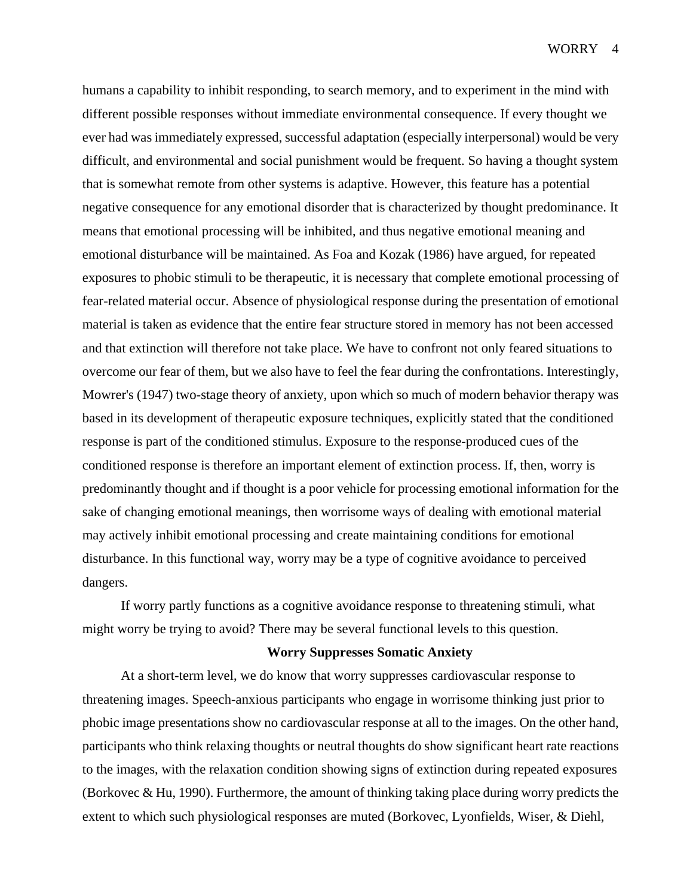humans a capability to inhibit responding, to search memory, and to experiment in the mind with different possible responses without immediate environmental consequence. If every thought we ever had was immediately expressed, successful adaptation (especially interpersonal) would be very difficult, and environmental and social punishment would be frequent. So having a thought system that is somewhat remote from other systems is adaptive. However, this feature has a potential negative consequence for any emotional disorder that is characterized by thought predominance. It means that emotional processing will be inhibited, and thus negative emotional meaning and emotional disturbance will be maintained. As Foa and Kozak (1986) have argued, for repeated exposures to phobic stimuli to be therapeutic, it is necessary that complete emotional processing of fear-related material occur. Absence of physiological response during the presentation of emotional material is taken as evidence that the entire fear structure stored in memory has not been accessed and that extinction will therefore not take place. We have to confront not only feared situations to overcome our fear of them, but we also have to feel the fear during the confrontations. Interestingly, Mowrer's (1947) two-stage theory of anxiety, upon which so much of modern behavior therapy was based in its development of therapeutic exposure techniques, explicitly stated that the conditioned response is part of the conditioned stimulus. Exposure to the response-produced cues of the conditioned response is therefore an important element of extinction process. If, then, worry is predominantly thought and if thought is a poor vehicle for processing emotional information for the sake of changing emotional meanings, then worrisome ways of dealing with emotional material may actively inhibit emotional processing and create maintaining conditions for emotional disturbance. In this functional way, worry may be a type of cognitive avoidance to perceived dangers.

If worry partly functions as a cognitive avoidance response to threatening stimuli, what might worry be trying to avoid? There may be several functional levels to this question.

## Worry Suppresses Somatic Anxiety

At a short-term level, we do know that worry suppresses cardiovascular response to threatening images. Speech-anxious participants who engage in worrisome thinking just prior to phobic image presentations show no cardiovascular response at all to the images. On the other hand, participants who think relaxing thoughts or neutral thoughts do show significant heart rate reactions to the images, with the relaxation condition showing signs of extinction during repeated exposures (Borkovec & Hu, 1990). Furthermore, the amount of thinking taking place during worry predicts the extent to which such physiological responses are muted (Borkovec, Lyonfields, Wiser, & Diehl,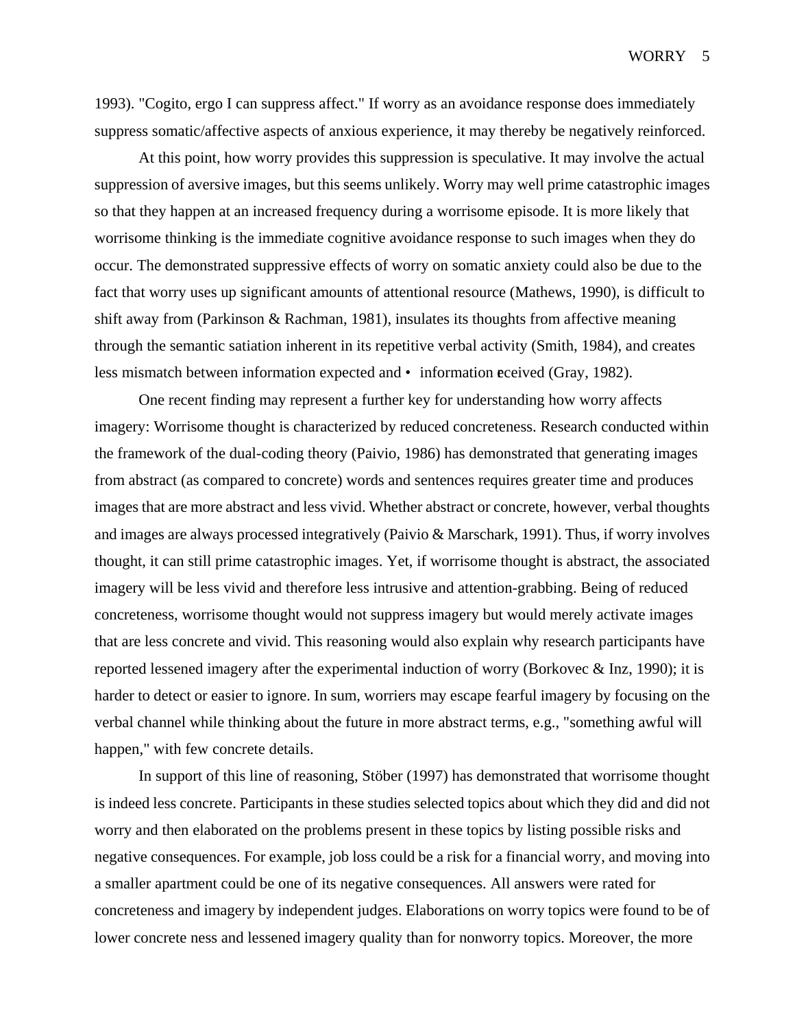1993). "Cogito, ergo I can suppress affect." If worry as an avoidance response does immediately suppress somatic/affective aspects of anxious experience, it may thereby be negatively reinforced.

At this point, how worry provides this suppression is speculative. It may involve the actual suppression of aversive images, but this seems unlikely. Worry may well prime catastrophic images so that they happen at an increased frequency during a worrisome episode. It is more likely that worrisome thinking is the immediate cognitive avoidance response to such images when they do occur. The demonstrated suppressive effects of worry on somatic anxiety could also be due to the fact that worry uses up significant amounts of attentional resource (Mathews, 1990), is difficult to shift away from (Parkinson & Rachman, 1981), insulates its thoughts from affective meaning through the semantic satiation inherent in its repetitive verbal activity (Smith, 1984), and creates less mismatch between information expected and • information received (Gray, 1982).

One recent finding may represent a further key for understanding how worry affects imagery: Worrisome thought is characterized by reduced concreteness. Research conducted within the framework of the dual-coding theory (Paivio, 1986) has demonstrated that generating images from abstract (as compared to concrete) words and sentences requires greater time and produces images that are more abstract and less vivid. Whether abstract or concrete, however, verbal thoughts and images are always processed integratively (Paivio & Marschark, 1991). Thus, if worry involves thought, it can still prime catastrophic images. Yet, if worrisome thought is abstract, the associated imagery will be less vivid and therefore less intrusive and attention-grabbing. Being of reduced concreteness, worrisome thought would not suppress imagery but would merely activate images that are less concrete and vivid. This reasoning would also explain why research participants have reported lessened imagery after the experimental induction of worry (Borkovec & Inz, 1990); it is harder to detect or easier to ignore. In sum, worriers may escape fearful imagery by focusing on the verbal channel while thinking about the future in more abstract terms, e.g., "something awful will happen," with few concrete details.

In support of this line of reasoning, Stöber (1997) has demonstrated that worrisome thought is indeed less concrete. Participants in these studies selected topics about which they did and did not worry and then elaborated on the problems present in these topics by listing possible risks and negative consequences. For example, job loss could be a risk for a financial worry, and moving into a smaller apartment could be one of its negative consequences. All answers were rated for concreteness and imagery by independent judges. Elaborations on worry topics were found to be of lower concrete ness and lessened imagery quality than for nonworry topics. Moreover, the more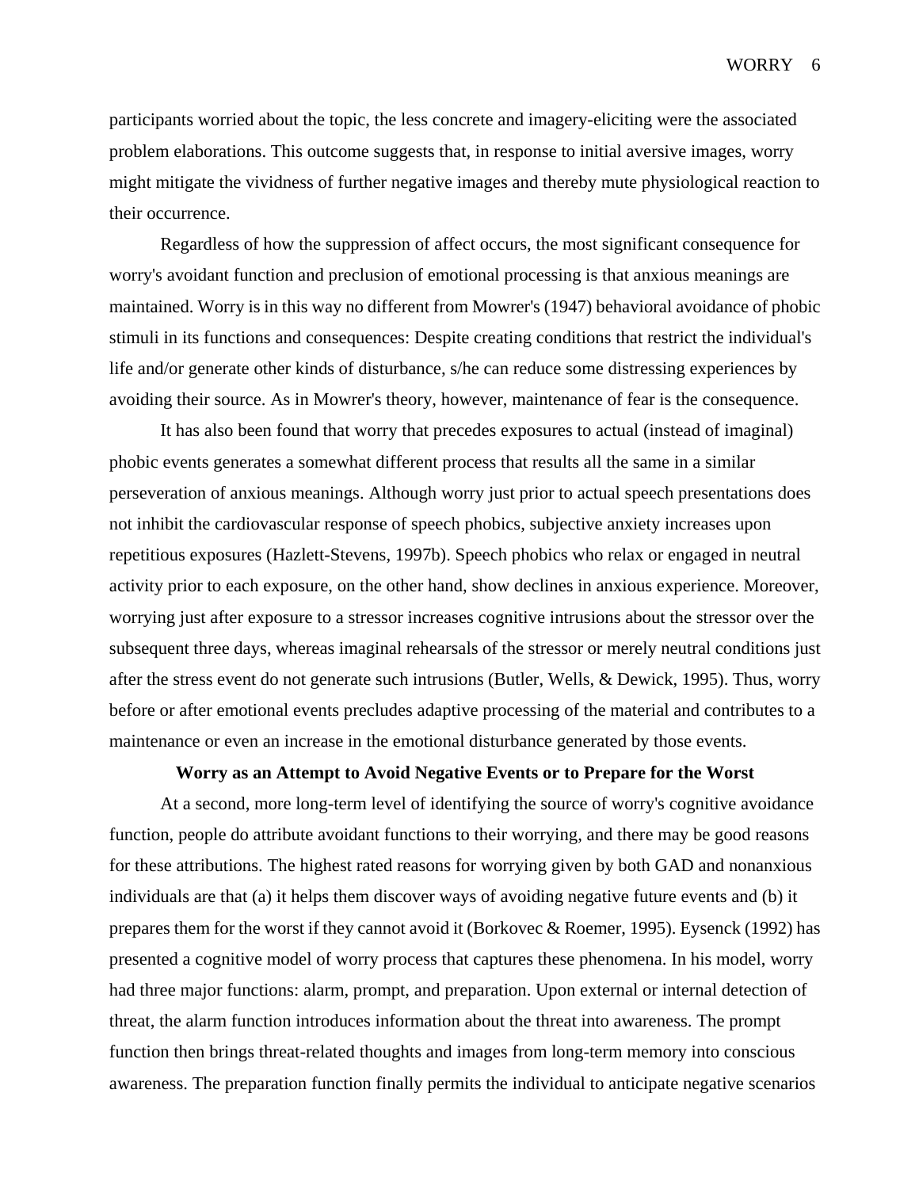participants worried about the topic, the less concrete and imagery-eliciting were the associated problem elaborations. This outcome suggests that, in response to initial aversive images, worry might mitigate the vividness of further negative images and thereby mute physiological reaction to their occurrence.

Regardless of how the suppression of affect occurs, the most significant consequence for worry's avoidant function and preclusion of emotional processing is that anxious meanings are maintained. Worry is in this way no different from Mowrer's (1947) behavioral avoidance of phobic stimuli in its functions and consequences: Despite creating conditions that restrict the individual's life and/or generate other kinds of disturbance, s/he can reduce some distressing experiences by avoiding their source. As in Mowrer's theory, however, maintenance of fear is the consequence.

It has also been found that worry that precedes exposures to actual (instead of imaginal) phobic events generates a somewhat different process that results all the same in a similar perseveration of anxious meanings. Although worry just prior to actual speech presentations does not inhibit the cardiovascular response of speech phobics, subjective anxiety increases upon repetitious exposures (Hazlett-Stevens, 1997b). Speech phobics who relax or engaged in neutral activity prior to each exposure, on the other hand, show declines in anxious experience. Moreover, worrying just after exposure to a stressor increases cognitive intrusions about the stressor over the subsequent three days, whereas imaginal rehearsals of the stressor or merely neutral conditions just after the stress event do not generate such intrusions (Butler, Wells, & Dewick, 1995). Thus, worry before or after emotional events precludes adaptive processing of the material and contributes to a maintenance or even an increase in the emotional disturbance generated by those events.

## Worry as an Attempt to Avoid Negative Events or to Prepare for the Worst

At a second, more long-term level of identifying the source of worry's cognitive avoidance function, people do attribute avoidant functions to their worrying, and there may be good reasons for these attributions. The highest rated reasons for worrying given by both GAD and nonanxious individuals are that (a) it helps them discover ways of avoiding negative future events and (b) it prepares them for the worst if they cannot avoid it (Borkovec & Roemer, 1995). Eysenck (1992) has presented a cognitive model of worry process that captures these phenomena. In his model, worry had three major functions: alarm, prompt, and preparation. Upon external or internal detection of threat, the alarm function introduces information about the threat into awareness. The prompt function then brings threat-related thoughts and images from long-term memory into conscious awareness. The preparation function finally permits the individual to anticipate negative scenarios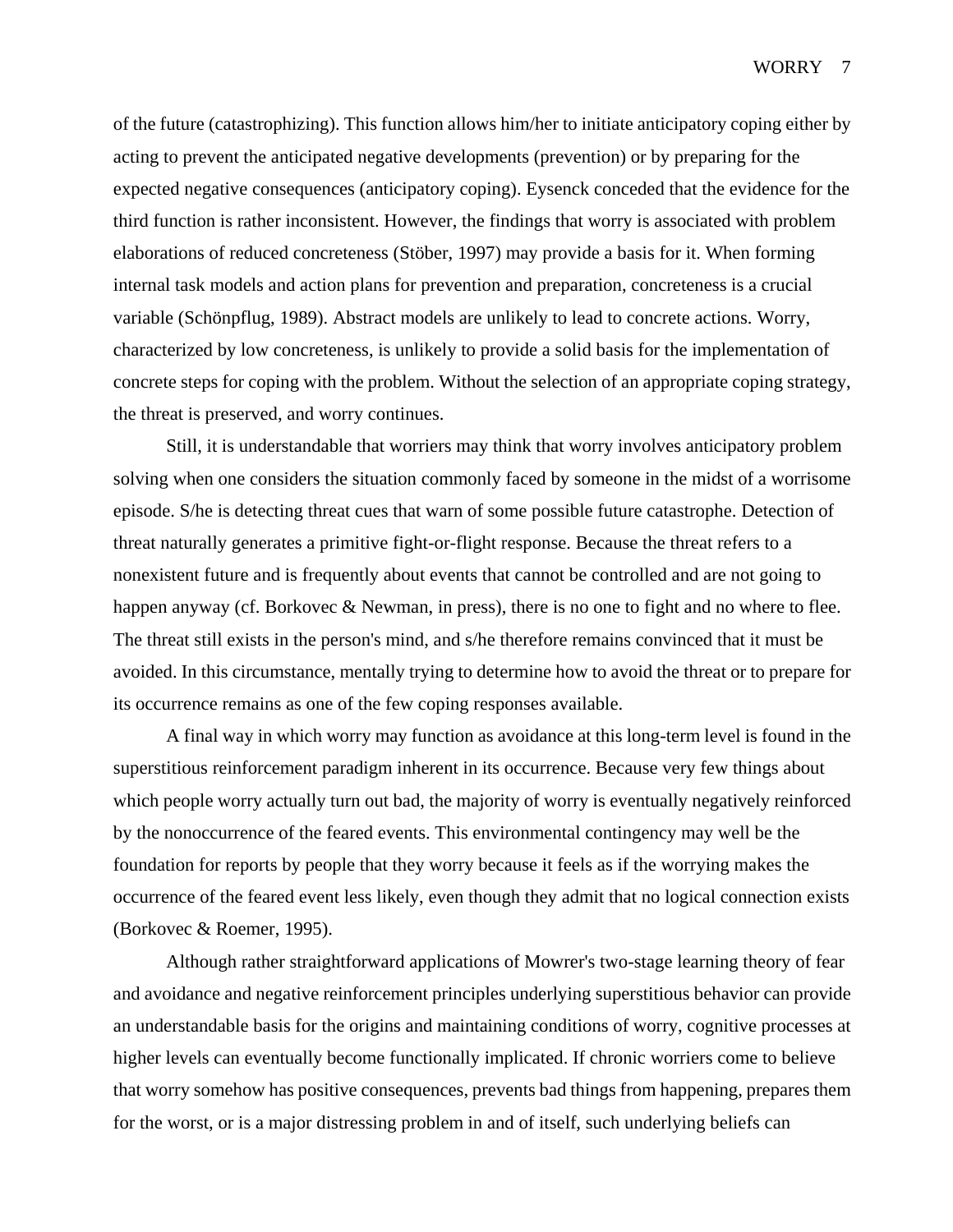of the future (catastrophizing). This function allows him/her to initiate anticipatory coping either by acting to prevent the anticipated negative developments (prevention) or by preparing for the expected negative consequences (anticipatory coping). Eysenck conceded that the evidence for the third function is rather inconsistent. However, the findings that worry is associated with problem elaborations of reduced concreteness (Stöber, 1997) may provide a basis for it. When forming internal task models and action plans for prevention and preparation, concreteness is a crucial variable (Schönpflug, 1989). Abstract models are unlikely to lead to concrete actions. Worry, characterized by low concreteness, is unlikely to provide a solid basis for the implementation of concrete steps for coping with the problem. Without the selection of an appropriate coping strategy, the threat is preserved, and worry continues.

Still, it is understandable that worriers may think that worry involves anticipatory problem solving when one considers the situation commonly faced by someone in the midst of a worrisome episode. S/he is detecting threat cues that warn of some possible future catastrophe. Detection of threat naturally generates a primitive fight-or-flight response. Because the threat refers to a nonexistent future and is frequently about events that cannot be controlled and are not going to happen anyway (cf. Borkovec & Newman, in press), there is no one to fight and no where to flee. The threat still exists in the person's mind, and s/he therefore remains convinced that it must be avoided. In this circumstance, mentally trying to determine how to avoid the threat or to prepare for its occurrence remains as one of the few coping responses available.

A final way in which worry may function as avoidance at this long-term level is found in the superstitious reinforcement paradigm inherent in its occurrence. Because very few things about which people worry actually turn out bad, the majority of worry is eventually negatively reinforced by the nonoccurrence of the feared events. This environmental contingency may well be the foundation for reports by people that they worry because it feels as if the worrying makes the occurrence of the feared event less likely, even though they admit that no logical connection exists (Borkovec & Roemer, 1995).

Although rather straightforward applications of Mowrer's two-stage learning theory of fear and avoidance and negative reinforcement principles underlying superstitious behavior can provide an understandable basis for the origins and maintaining conditions of worry, cognitive processes at higher levels can eventually become functionally implicated. If chronic worriers come to believe that worry somehow has positive consequences, prevents bad things from happening, prepares them for the worst, or is a major distressing problem in and of itself, such underlying beliefs can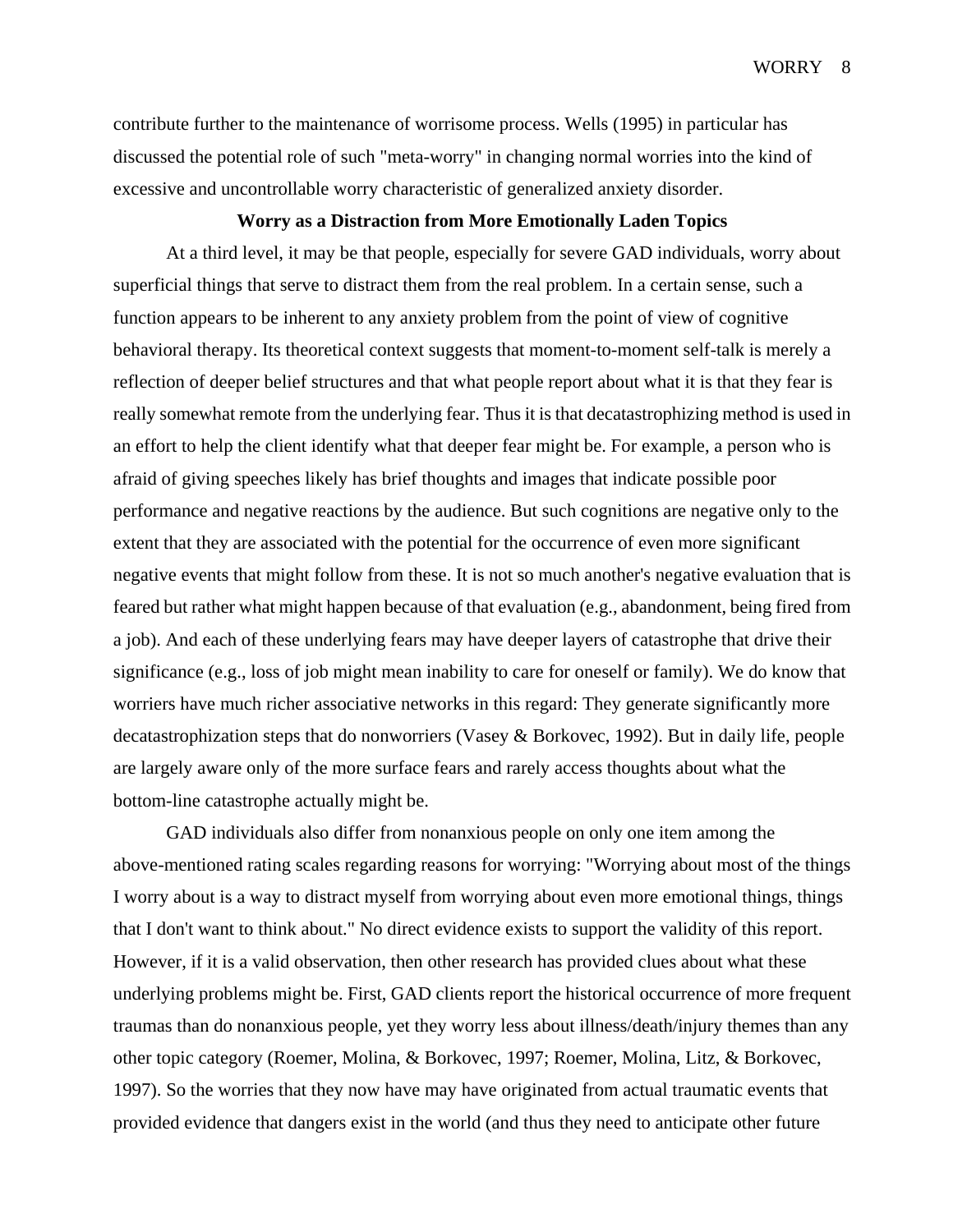contribute further to the maintenance of worrisome process. Wells (1995) in particular has discussed the potential role of such "meta-worry" in changing normal worries into the kind of excessive and uncontrollable worry characteristic of generalized anxiety disorder.

### Worry as a Distraction from More Emotionally Laden Topics

At a third level, it may be that people, especially for severe GAD individuals, worry about superficial things that serve to distract them from the real problem. In a certain sense, such a function appears to be inherent to any anxiety problem from the point of view of cognitive behavioral therapy. Its theoretical context suggests that moment-to-moment self-talk is merely a reflection of deeper belief structures and that what people report about what it is that they fear is really somewhat remote from the underlying fear. Thus it is that decatastrophizing method is used in an effort to help the client identify what that deeper fear might be. For example, a person who is afraid of giving speeches likely has brief thoughts and images that indicate possible poor performance and negative reactions by the audience. But such cognitions are negative only to the extent that they are associated with the potential for the occurrence of even more significant negative events that might follow from these. It is not so much another's negative evaluation that is feared but rather what might happen because of that evaluation (e.g., abandonment, being fired from a job). And each of these underlying fears may have deeper layers of catastrophe that drive their significance (e.g., loss of job might mean inability to care for oneself or family). We do know that worriers have much richer associative networks in this regard: They generate significantly more decatastrophization steps that do nonworriers (Vasey & Borkovec, 1992). But in daily life, people are largely aware only of the more surface fears and rarely access thoughts about what the bottom-line catastrophe actually might be.

GAD individuals also differ from nonanxious people on only one item among the above-mentioned rating scales regarding reasons for worrying: "Worrying about most of the things I worry about is a way to distract myself from worrying about even more emotional things, things that I don't want to think about." No direct evidence exists to support the validity of this report. However, if it is a valid observation, then other research has provided clues about what these underlying problems might be. First, GAD clients report the historical occurrence of more frequent traumas than do nonanxious people, yet they worry less about illness/death/injury themes than any other topic category (Roemer, Molina, & Borkovec, 1997; Roemer, Molina, Litz, & Borkovec, 1997). So the worries that they now have may have originated from actual traumatic events that provided evidence that dangers exist in the world (and thus they need to anticipate other future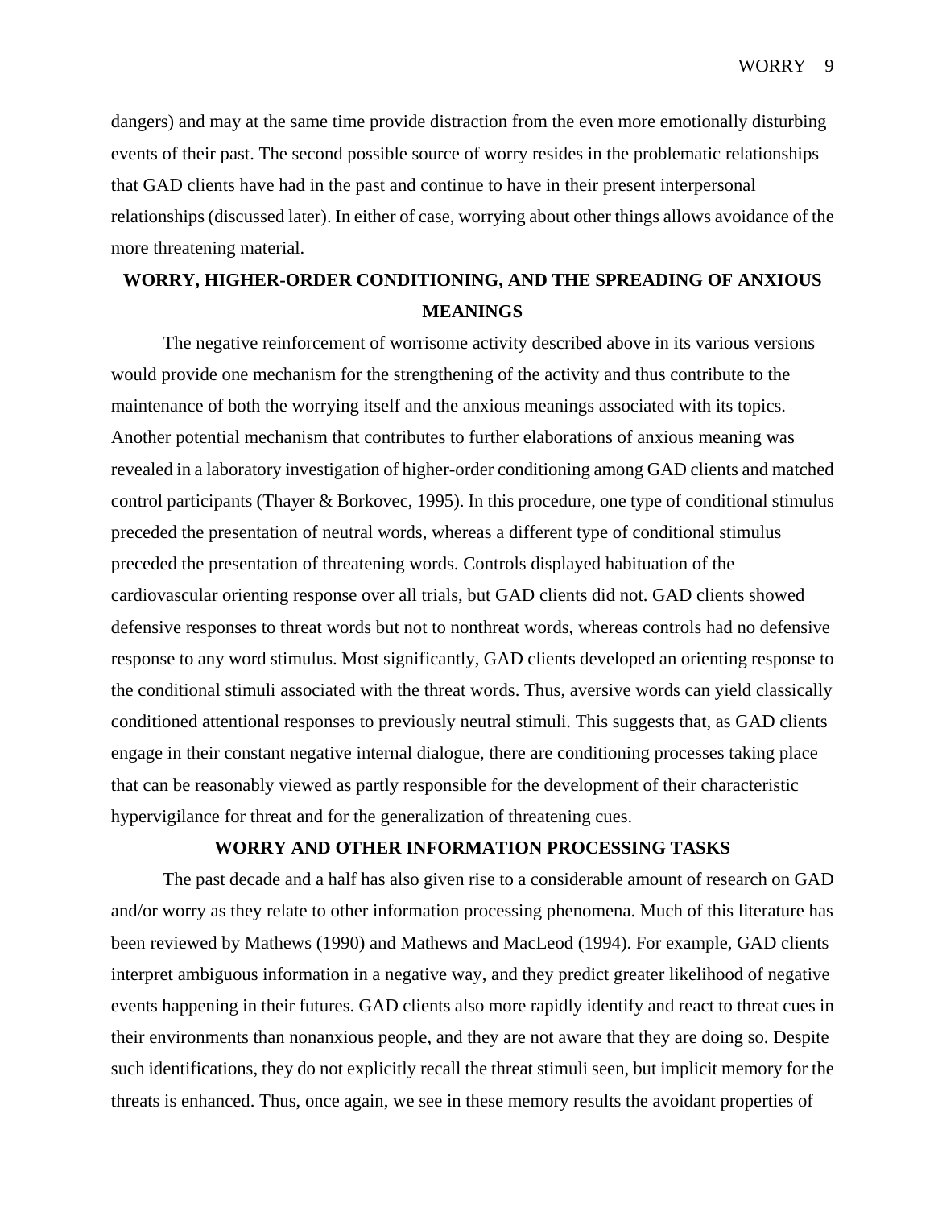dangers) and may at the same time provide distraction from the even more emotionally disturbing events of their past. The second possible source of worry resides in the problematic relationships that GAD clients have had in the past and continue to have in their present interpersonal relationships (discussed later). In either of case, worrying about other things allows avoidance of the more threatening material.

## WORRY, HIGHER-ORDER CONDITIONING, AND THE SPREADING OF ANXIOUS MEANINGS

The negative reinforcement of worrisome activity described above in its various versions would provide one mechanism for the strengthening of the activity and thus contribute to the maintenance of both the worrying itself and the anxious meanings associated with its topics. Another potential mechanism that contributes to further elaborations of anxious meaning was revealed in a laboratory investigation of higher-order conditioning among GAD clients and matched control participants (Thayer & Borkovec, 1995). In this procedure, one type of conditional stimulus preceded the presentation of neutral words, whereas a different type of conditional stimulus preceded the presentation of threatening words. Controls displayed habituation of the cardiovascular orienting response over all trials, but GAD clients did not. GAD clients showed defensive responses to threat words but not to nonthreat words, whereas controls had no defensive response to any word stimulus. Most significantly, GAD clients developed an orienting response to the conditional stimuli associated with the threat words. Thus, aversive words can yield classically conditioned attentional responses to previously neutral stimuli. This suggests that, as GAD clients engage in their constant negative internal dialogue, there are conditioning processes taking place that can be reasonably viewed as partly responsible for the development of their characteristic hypervigilance for threat and for the generalization of threatening cues.

## WORRY AND OTHER INFORMATION PROCESSING TASKS

The past decade and a half has also given rise to a considerable amount of research on GAD and/or worry as they relate to other information processing phenomena. Much of this literature has been reviewed by Mathews (1990) and Mathews and MacLeod (1994). For example, GAD clients interpret ambiguous information in a negative way, and they predict greater likelihood of negative events happening in their futures. GAD clients also more rapidly identify and react to threat cues in their environments than nonanxious people, and they are not aware that they are doing so. Despite such identifications, they do not explicitly recall the threat stimuli seen, but implicit memory for the threats is enhanced. Thus, once again, we see in these memory results the avoidant properties of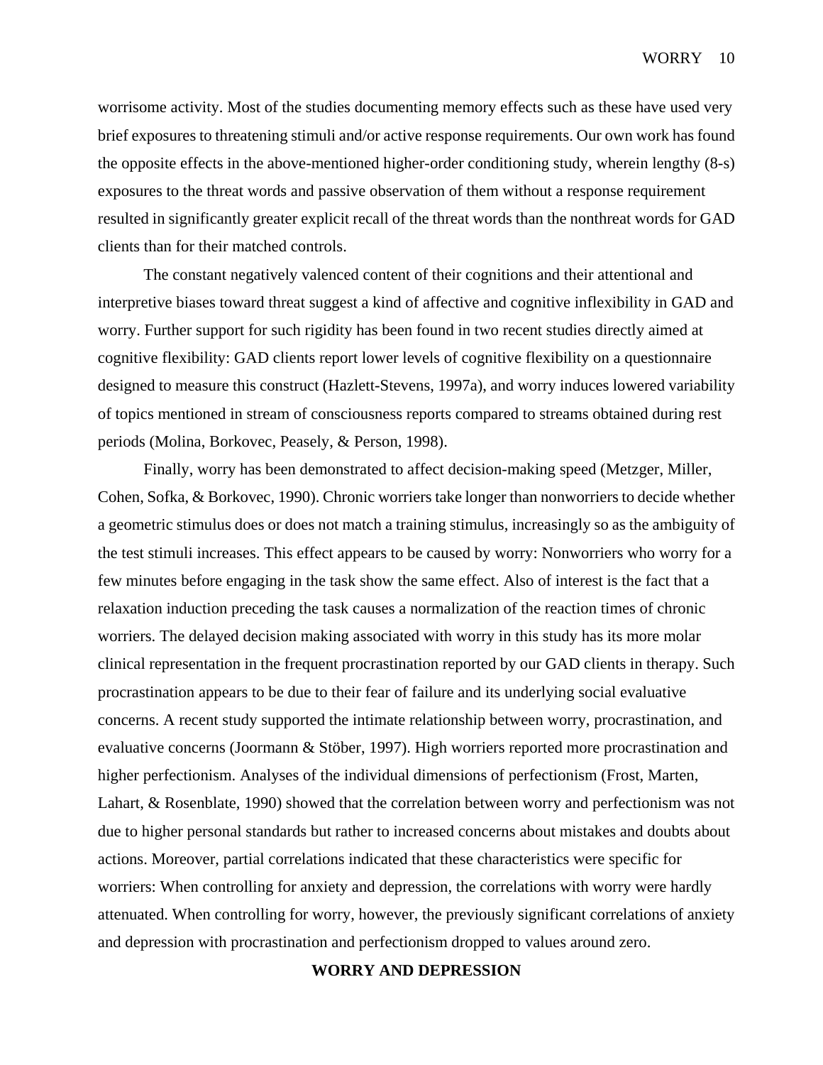worrisome activity. Most of the studies documenting memory effects such as these have used very brief exposures to threatening stimuli and/or active response requirements. Our own work has found the opposite effects in the above-mentioned higher-order conditioning study, wherein lengthy (8-s) exposures to the threat words and passive observation of them without a response requirement resulted in significantly greater explicit recall of the threat words than the nonthreat words for GAD clients than for their matched controls.

The constant negatively valenced content of their cognitions and their attentional and interpretive biases toward threat suggest a kind of affective and cognitive inflexibility in GAD and worry. Further support for such rigidity has been found in two recent studies directly aimed at cognitive flexibility: GAD clients report lower levels of cognitive flexibility on a questionnaire designed to measure this construct (Hazlett-Stevens, 1997a), and worry induces lowered variability of topics mentioned in stream of consciousness reports compared to streams obtained during rest periods (Molina, Borkovec, Peasely, & Person, 1998).

Finally, worry has been demonstrated to affect decision-making speed (Metzger, Miller, Cohen, Sofka, & Borkovec, 1990). Chronic worriers take longer than nonworriers to decide whether a geometric stimulus does or does not match a training stimulus, increasingly so as the ambiguity of the test stimuli increases. This effect appears to be caused by worry: Nonworriers who worry for a few minutes before engaging in the task show the same effect. Also of interest is the fact that a relaxation induction preceding the task causes a normalization of the reaction times of chronic worriers. The delayed decision making associated with worry in this study has its more molar clinical representation in the frequent procrastination reported by our GAD clients in therapy. Such procrastination appears to be due to their fear of failure and its underlying social evaluative concerns. A recent study supported the intimate relationship between worry, procrastination, and evaluative concerns (Joormann & Stöber, 1997). High worriers reported more procrastination and higher perfectionism. Analyses of the individual dimensions of perfectionism (Frost, Marten, Lahart, & Rosenblate, 1990) showed that the correlation between worry and perfectionism was not due to higher personal standards but rather to increased concerns about mistakes and doubts about actions. Moreover, partial correlations indicated that these characteristics were specific for worriers: When controlling for anxiety and depression, the correlations with worry were hardly attenuated. When controlling for worry, however, the previously significant correlations of anxiety and depression with procrastination and perfectionism dropped to values around zero.

## WORRY AND DEPRESSION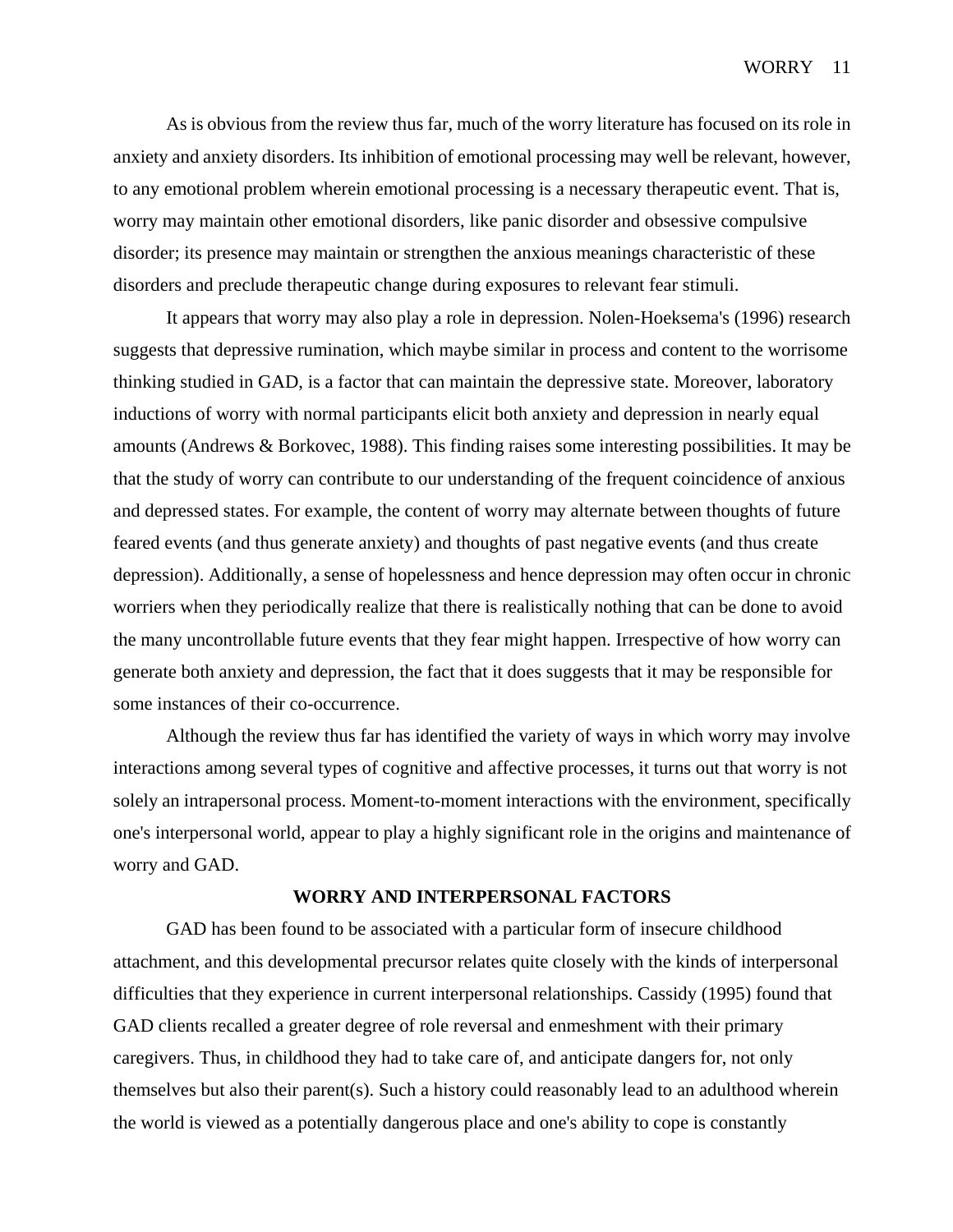As is obvious from the review thus far, much of the worry literature has focused on its role in anxiety and anxiety disorders. Its inhibition of emotional processing may well be relevant, however, to any emotional problem wherein emotional processing is a necessary therapeutic event. That is, worry may maintain other emotional disorders, like panic disorder and obsessive compulsive disorder; its presence may maintain or strengthen the anxious meanings characteristic of these disorders and preclude therapeutic change during exposures to relevant fear stimuli.

It appears that worry may also play a role in depression. Nolen-Hoeksema's (1996) research suggests that depressive rumination, which maybe similar in process and content to the worrisome thinking studied in GAD, is a factor that can maintain the depressive state. Moreover, laboratory inductions of worry with normal participants elicit both anxiety and depression in nearly equal amounts (Andrews & Borkovec, 1988). This finding raises some interesting possibilities. It may be that the study of worry can contribute to our understanding of the frequent coincidence of anxious and depressed states. For example, the content of worry may alternate between thoughts of future feared events (and thus generate anxiety) and thoughts of past negative events (and thus create depression). Additionally, a sense of hopelessness and hence depression may often occur in chronic worriers when they periodically realize that there is realistically nothing that can be done to avoid the many uncontrollable future events that they fear might happen. Irrespective of how worry can generate both anxiety and depression, the fact that it does suggests that it may be responsible for some instances of their co-occurrence.

Although the review thus far has identified the variety of ways in which worry may involve interactions among several types of cognitive and affective processes, it turns out that worry is not solely an intrapersonal process. Moment-to-moment interactions with the environment, specifically one's interpersonal world, appear to play a highly significant role in the origins and maintenance of worry and GAD.

## WORRY AND INTERPERSONAL FACTORS

GAD has been found to be associated with a particular form of insecure childhood attachment, and this developmental precursor relates quite closely with the kinds of interpersonal difficulties that they experience in current interpersonal relationships. Cassidy (1995) found that GAD clients recalled a greater degree of role reversal and enmeshment with their primary caregivers. Thus, in childhood they had to take care of, and anticipate dangers for, not only themselves but also their parent(s). Such a history could reasonably lead to an adulthood wherein the world is viewed as a potentially dangerous place and one's ability to cope is constantly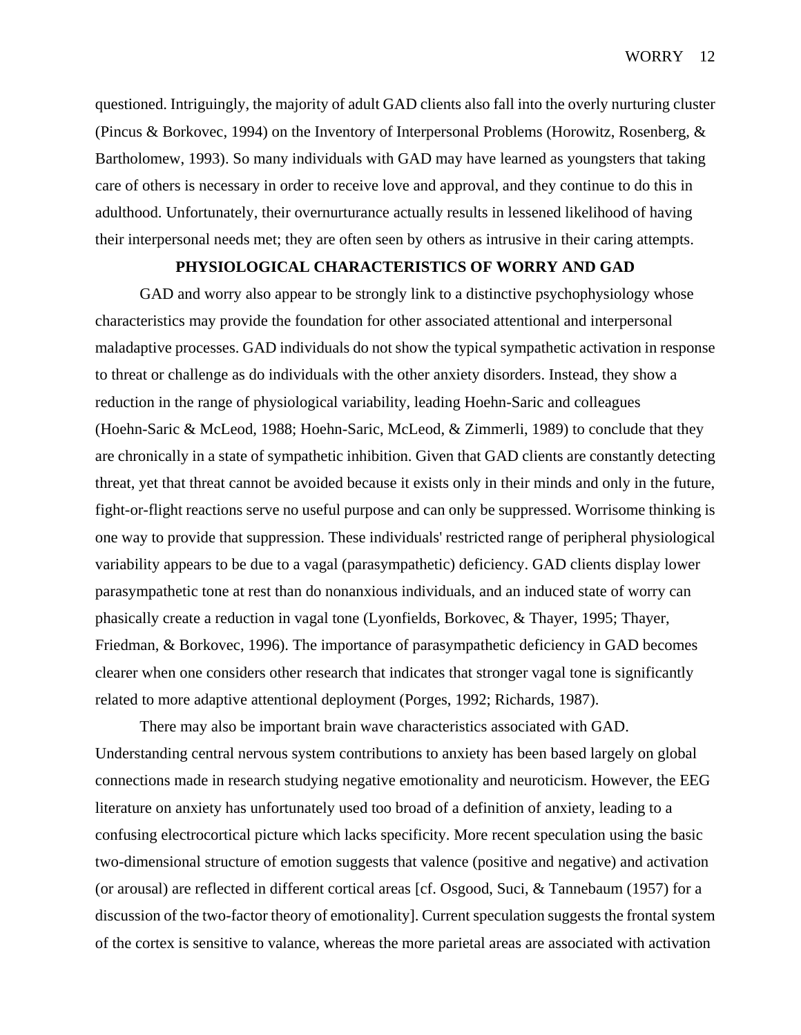questioned. Intriguingly, the majority of adult GAD clients also fall into the overly nurturing cluster (Pincus & Borkovec, 1994) on the Inventory of Interpersonal Problems (Horowitz, Rosenberg, & Bartholomew, 1993). So many individuals with GAD may have learned as youngsters that taking care of others is necessary in order to receive love and approval, and they continue to do this in adulthood. Unfortunately, their overnurturance actually results in lessened likelihood of having their interpersonal needs met; they are often seen by others as intrusive in their caring attempts.

## PHYSIOLOGICAL CHARACTERISTICS OF WORRY AND GAD

GAD and worry also appear to be strongly link to a distinctive psychophysiology whose characteristics may provide the foundation for other associated attentional and interpersonal maladaptive processes. GAD individuals do not show the typical sympathetic activation in response to threat or challenge as do individuals with the other anxiety disorders. Instead, they show a reduction in the range of physiological variability, leading Hoehn-Saric and colleagues (Hoehn-Saric & McLeod, 1988; Hoehn-Saric, McLeod, & Zimmerli, 1989) to conclude that they are chronically in a state of sympathetic inhibition. Given that GAD clients are constantly detecting threat, yet that threat cannot be avoided because it exists only in their minds and only in the future, fight-or-flight reactions serve no useful purpose and can only be suppressed. Worrisome thinking is one way to provide that suppression. These individuals' restricted range of peripheral physiological variability appears to be due to a vagal (parasympathetic) deficiency. GAD clients display lower parasympathetic tone at rest than do nonanxious individuals, and an induced state of worry can phasically create a reduction in vagal tone (Lyonfields, Borkovec, & Thayer, 1995; Thayer, Friedman, & Borkovec, 1996). The importance of parasympathetic deficiency in GAD becomes clearer when one considers other research that indicates that stronger vagal tone is significantly related to more adaptive attentional deployment (Porges, 1992; Richards, 1987).

There may also be important brain wave characteristics associated with GAD. Understanding central nervous system contributions to anxiety has been based largely on global connections made in research studying negative emotionality and neuroticism. However, the EEG literature on anxiety has unfortunately used too broad of a definition of anxiety, leading to a confusing electrocortical picture which lacks specificity. More recent speculation using the basic two-dimensional structure of emotion suggests that valence (positive and negative) and activation (or arousal) are reflected in different cortical areas [cf. Osgood, Suci, & Tannebaum (1957) for a discussion of the two-factor theory of emotionality]. Current speculation suggests the frontal system of the cortex is sensitive to valance, whereas the more parietal areas are associated with activation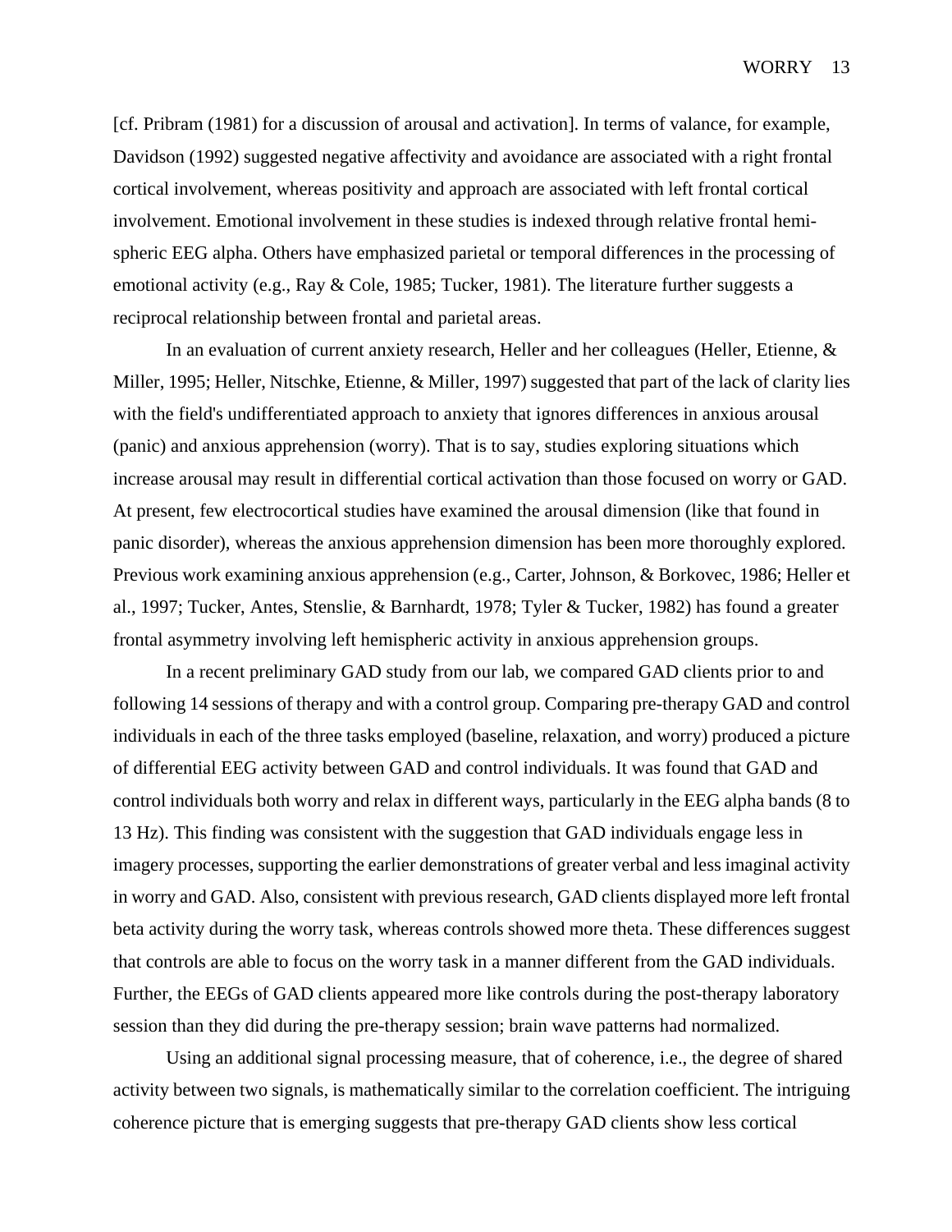[cf. Pribram (1981) for a discussion of arousal and activation]. In terms of valance, for example, Davidson (1992) suggested negative affectivity and avoidance are associated with a right frontal cortical involvement, whereas positivity and approach are associated with left frontal cortical involvement. Emotional involvement in these studies is indexed through relative frontal hemispheric EEG alpha. Others have emphasized parietal or temporal differences in the processing of emotional activity (e.g., Ray & Cole, 1985; Tucker, 1981). The literature further suggests a reciprocal relationship between frontal and parietal areas.

In an evaluation of current anxiety research, Heller and her colleagues (Heller, Etienne, & Miller, 1995; Heller, Nitschke, Etienne, & Miller, 1997) suggested that part of the lack of clarity lies with the field's undifferentiated approach to anxiety that ignores differences in anxious arousal (panic) and anxious apprehension (worry). That is to say, studies exploring situations which increase arousal may result in differential cortical activation than those focused on worry or GAD. At present, few electrocortical studies have examined the arousal dimension (like that found in panic disorder), whereas the anxious apprehension dimension has been more thoroughly explored. Previous work examining anxious apprehension (e.g., Carter, Johnson, & Borkovec, 1986; Heller et al., 1997; Tucker, Antes, Stenslie, & Barnhardt, 1978; Tyler & Tucker, 1982) has found a greater frontal asymmetry involving left hemispheric activity in anxious apprehension groups.

In a recent preliminary GAD study from our lab, we compared GAD clients prior to and following 14 sessions of therapy and with a control group. Comparing pre-therapy GAD and control individuals in each of the three tasks employed (baseline, relaxation, and worry) produced a picture of differential EEG activity between GAD and control individuals. It was found that GAD and control individuals both worry and relax in different ways, particularly in the EEG alpha bands (8 to 13 Hz). This finding was consistent with the suggestion that GAD individuals engage less in imagery processes, supporting the earlier demonstrations of greater verbal and less imaginal activity in worry and GAD. Also, consistent with previous research, GAD clients displayed more left frontal beta activity during the worry task, whereas controls showed more theta. These differences suggest that controls are able to focus on the worry task in a manner different from the GAD individuals. Further, the EEGs of GAD clients appeared more like controls during the post-therapy laboratory session than they did during the pre-therapy session; brain wave patterns had normalized.

Using an additional signal processing measure, that of coherence, i.e., the degree of shared activity between two signals, is mathematically similar to the correlation coefficient. The intriguing coherence picture that is emerging suggests that pre-therapy GAD clients show less cortical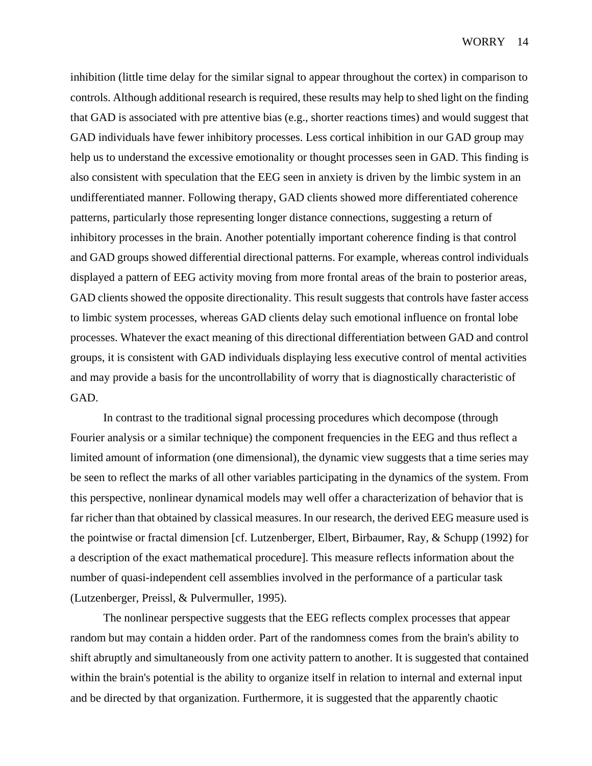inhibition (little time delay for the similar signal to appear throughout the cortex) in comparison to controls. Although additional research is required, these results may help to shed light on the finding that GAD is associated with pre attentive bias (e.g., shorter reactions times) and would suggest that GAD individuals have fewer inhibitory processes. Less cortical inhibition in our GAD group may help us to understand the excessive emotionality or thought processes seen in GAD. This finding is also consistent with speculation that the EEG seen in anxiety is driven by the limbic system in an undifferentiated manner. Following therapy, GAD clients showed more differentiated coherence patterns, particularly those representing longer distance connections, suggesting a return of inhibitory processes in the brain. Another potentially important coherence finding is that control and GAD groups showed differential directional patterns. For example, whereas control individuals displayed a pattern of EEG activity moving from more frontal areas of the brain to posterior areas, GAD clients showed the opposite directionality. This result suggests that controls have faster access to limbic system processes, whereas GAD clients delay such emotional influence on frontal lobe processes. Whatever the exact meaning of this directional differentiation between GAD and control groups, it is consistent with GAD individuals displaying less executive control of mental activities and may provide a basis for the uncontrollability of worry that is diagnostically characteristic of GAD.

In contrast to the traditional signal processing procedures which decompose (through Fourier analysis or a similar technique) the component frequencies in the EEG and thus reflect a limited amount of information (one dimensional), the dynamic view suggests that a time series may be seen to reflect the marks of all other variables participating in the dynamics of the system. From this perspective, nonlinear dynamical models may well offer a characterization of behavior that is far richer than that obtained by classical measures. In our research, the derived EEG measure used is the pointwise or fractal dimension [cf. Lutzenberger, Elbert, Birbaumer, Ray, & Schupp (1992) for a description of the exact mathematical procedure]. This measure reflects information about the number of quasi-independent cell assemblies involved in the performance of a particular task (Lutzenberger, Preissl, & Pulvermuller, 1995).

The nonlinear perspective suggests that the EEG reflects complex processes that appear random but may contain a hidden order. Part of the randomness comes from the brain's ability to shift abruptly and simultaneously from one activity pattern to another. It is suggested that contained within the brain's potential is the ability to organize itself in relation to internal and external input and be directed by that organization. Furthermore, it is suggested that the apparently chaotic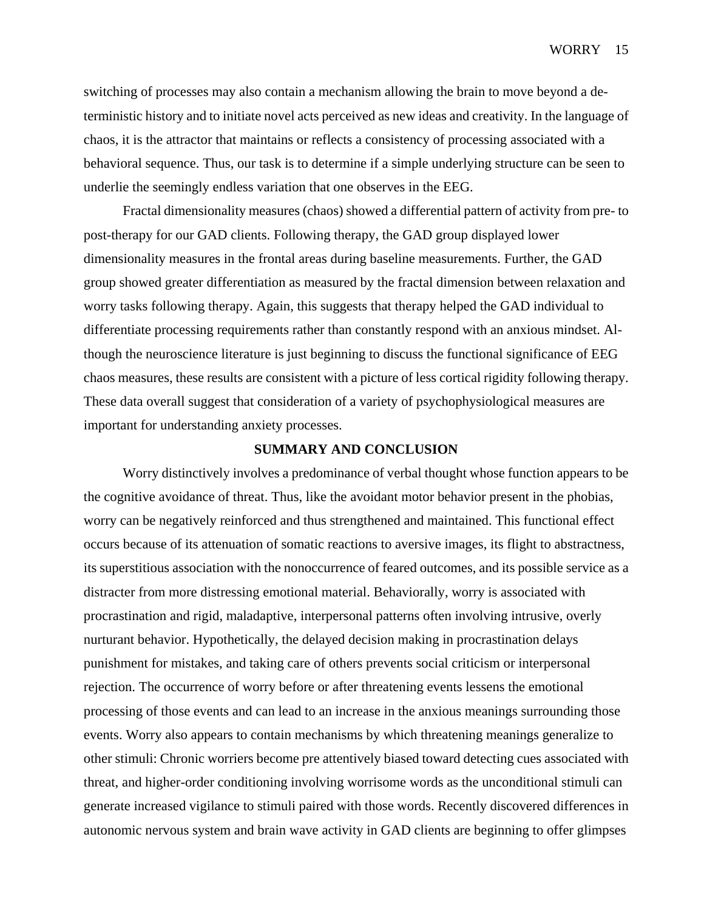switching of processes may also contain a mechanism allowing the brain to move beyond a deterministic history and to initiate novel acts perceived as new ideas and creativity. In the language of chaos, it is the attractor that maintains or reflects a consistency of processing associated with a behavioral sequence. Thus, our task is to determine if a simple underlying structure can be seen to underlie the seemingly endless variation that one observes in the EEG.

Fractal dimensionality measures (chaos) showed a differential pattern of activity from pre- to post-therapy for our GAD clients. Following therapy, the GAD group displayed lower dimensionality measures in the frontal areas during baseline measurements. Further, the GAD group showed greater differentiation as measured by the fractal dimension between relaxation and worry tasks following therapy. Again, this suggests that therapy helped the GAD individual to differentiate processing requirements rather than constantly respond with an anxious mindset. Although the neuroscience literature is just beginning to discuss the functional significance of EEG chaos measures, these results are consistent with a picture of less cortical rigidity following therapy. These data overall suggest that consideration of a variety of psychophysiological measures are important for understanding anxiety processes.

## SUMMARY AND CONCLUSION

Worry distinctively involves a predominance of verbal thought whose function appears to be the cognitive avoidance of threat. Thus, like the avoidant motor behavior present in the phobias, worry can be negatively reinforced and thus strengthened and maintained. This functional effect occurs because of its attenuation of somatic reactions to aversive images, its flight to abstractness, its superstitious association with the nonoccurrence of feared outcomes, and its possible service as a distracter from more distressing emotional material. Behaviorally, worry is associated with procrastination and rigid, maladaptive, interpersonal patterns often involving intrusive, overly nurturant behavior. Hypothetically, the delayed decision making in procrastination delays punishment for mistakes, and taking care of others prevents social criticism or interpersonal rejection. The occurrence of worry before or after threatening events lessens the emotional processing of those events and can lead to an increase in the anxious meanings surrounding those events. Worry also appears to contain mechanisms by which threatening meanings generalize to other stimuli: Chronic worriers become pre attentively biased toward detecting cues associated with threat, and higher-order conditioning involving worrisome words as the unconditional stimuli can generate increased vigilance to stimuli paired with those words. Recently discovered differences in autonomic nervous system and brain wave activity in GAD clients are beginning to offer glimpses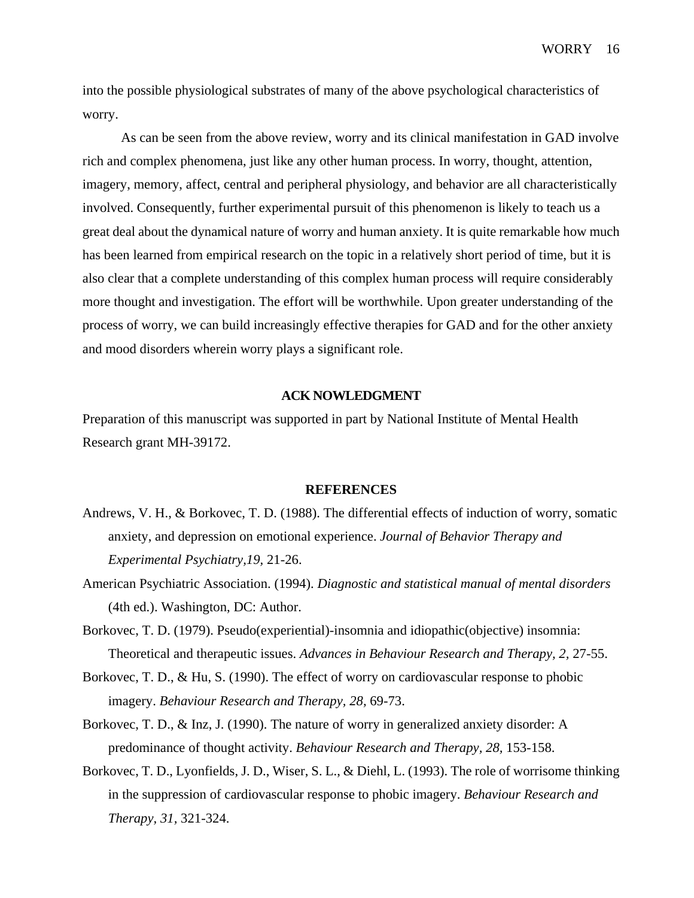into the possible physiological substrates of many of the above psychological characteristics of worry.

As can be seen from the above review, worry and its clinical manifestation in GAD involve rich and complex phenomena, just like any other human process. In worry, thought, attention, imagery, memory, affect, central and peripheral physiology, and behavior are all characteristically involved. Consequently, further experimental pursuit of this phenomenon is likely to teach us a great deal about the dynamical nature of worry and human anxiety. It is quite remarkable how much has been learned from empirical research on the topic in a relatively short period of time, but it is also clear that a complete understanding of this complex human process will require considerably more thought and investigation. The effort will be worthwhile. Upon greater understanding of the process of worry, we can build increasingly effective therapies for GAD and for the other anxiety and mood disorders wherein worry plays a significant role.

## ACKNOWLEDGMENT

Preparation of this manuscript was supported in part by National Institute of Mental Health Research grant MH-39172.

## REFERENCES

Andrews, V. H., & Borkovec, T. D. (1988). The differential effects of induction of worry, somatic anxiety, and depression on emotional experience. *Journal of Behavior Therapy and Experimental Psychiatry,19*, 21-26.

American Psychiatric Association. (1994). *Diagnostic and statistical manual of mental disorders* (4th ed.). Washington, DC: Author.

Borkovec, T. D. (1979). Pseudo(experiential)-insomnia and idiopathic(objective) insomnia: Theoretical and therapeutic issues. *Advances in Behaviour Research and Therapy, 2,* 27-55.

Borkovec, T. D., & Hu, S. (1990). The effect of worry on cardiovascular response to phobic imagery. *Behaviour Research and Therapy, 28,* 69-73.

Borkovec, T. D., & Inz, J. (1990). The nature of worry in generalized anxiety disorder: A predominance of thought activity. *Behaviour Research and Therapy, 28,* 153-158.

Borkovec, T. D., Lyonfields, J. D., Wiser, S. L., & Diehl, L. (1993). The role of worrisome thinking in the suppression of cardiovascular response to phobic imagery. *Behaviour Research and Therapy, 31,* 321-324.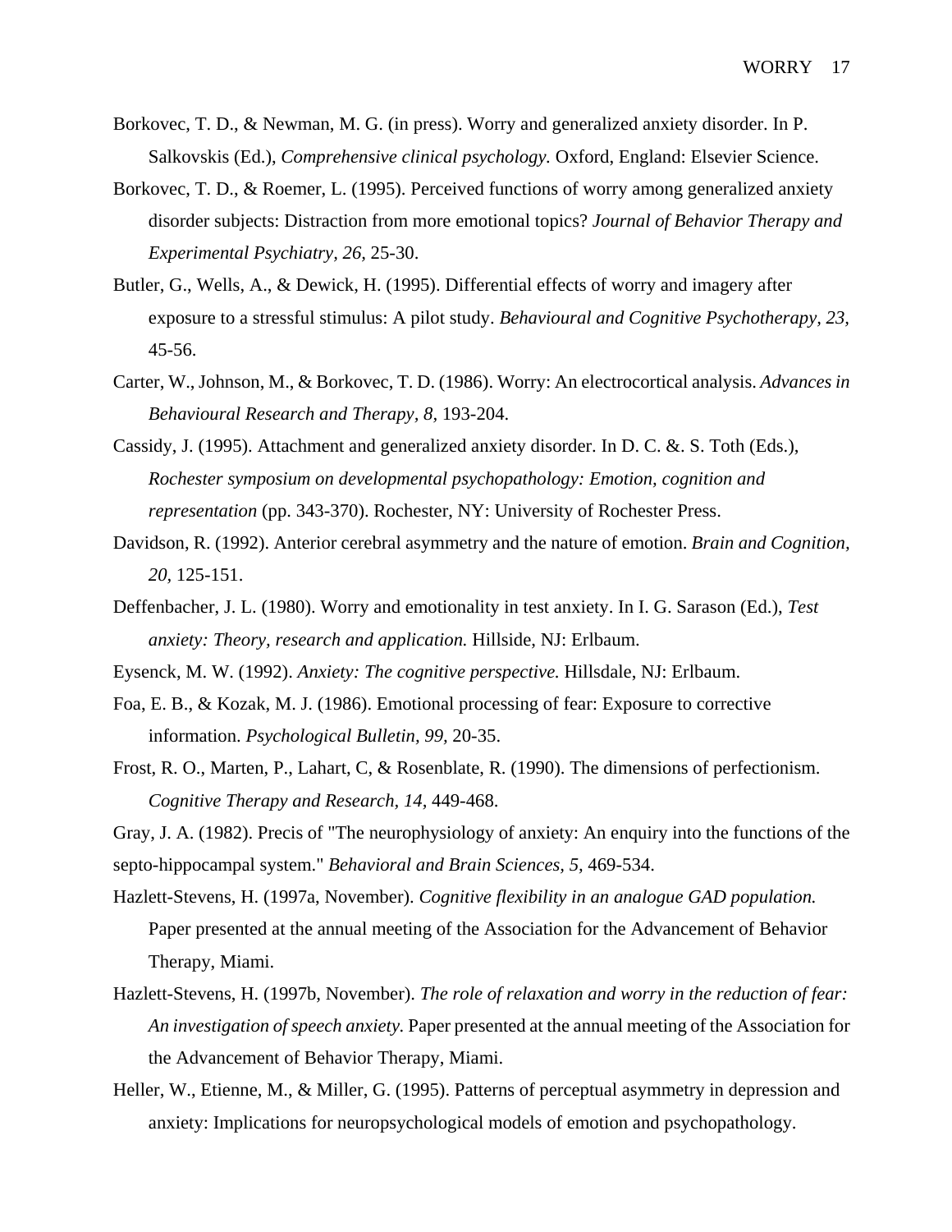Borkovec, T. D., & Newman, M. G. (in press). Worry and generalized anxiety disorder. In P. Salkovskis (Ed.), *Comprehensive clinical psychology.* Oxford, England: Elsevier Science.

Borkovec, T. D., & Roemer, L. (1995). Perceived functions of worry among generalized anxiety disorder subjects: Distraction from more emotional topics? *Journal of Behavior Therapy and Experimental Psychiatry, 26,* 25-30.

Butler, G., Wells, A., & Dewick, H. (1995). Differential effects of worry and imagery after exposure to a stressful stimulus: A pilot study. *Behavioural and Cognitive Psychotherapy, 23,* 45-56.

Carter, W., Johnson, M., & Borkovec, T. D. (1986). Worry: An electrocortical analysis. *Advances in Behavioural Research and Therapy, 8,* 193-204.

Cassidy, J. (1995). Attachment and generalized anxiety disorder. In D. C. &. S. Toth (Eds.), *Rochester symposium on developmental psychopathology: Emotion, cognition and representation* (pp. 343-370). Rochester, NY: University of Rochester Press.

Davidson, R. (1992). Anterior cerebral asymmetry and the nature of emotion. *Brain and Cognition, 20,* 125-151.

Deffenbacher, J. L. (1980). Worry and emotionality in test anxiety. In I. G. Sarason (Ed.), *Test anxiety: Theory, research and application.* Hillside, NJ: Erlbaum.

Eysenck, M. W. (1992). *Anxiety: The cognitive perspective.* Hillsdale, NJ: Erlbaum.

Foa, E. B., & Kozak, M. J. (1986). Emotional processing of fear: Exposure to corrective information. *Psychological Bulletin, 99,* 20-35.

Frost, R. O., Marten, P., Lahart, C, & Rosenblate, R. (1990). The dimensions of perfectionism. *Cognitive Therapy and Research, 14,* 449-468.

Gray, J. A. (1982). Precis of "The neurophysiology of anxiety: An enquiry into the functions of the septo-hippocampal system." *Behavioral and Brain Sciences, 5,* 469-534.

Hazlett-Stevens, H. (1997a, November). *Cognitive flexibility in an analogue GAD population.* Paper presented at the annual meeting of the Association for the Advancement of Behavior Therapy, Miami.

Hazlett-Stevens, H. (1997b, November). *The role of relaxation and worry in the reduction of fear: An investigation of speech anxiety.* Paper presented at the annual meeting of the Association for the Advancement of Behavior Therapy, Miami.

Heller, W., Etienne, M., & Miller, G. (1995). Patterns of perceptual asymmetry in depression and anxiety: Implications for neuropsychological models of emotion and psychopathology.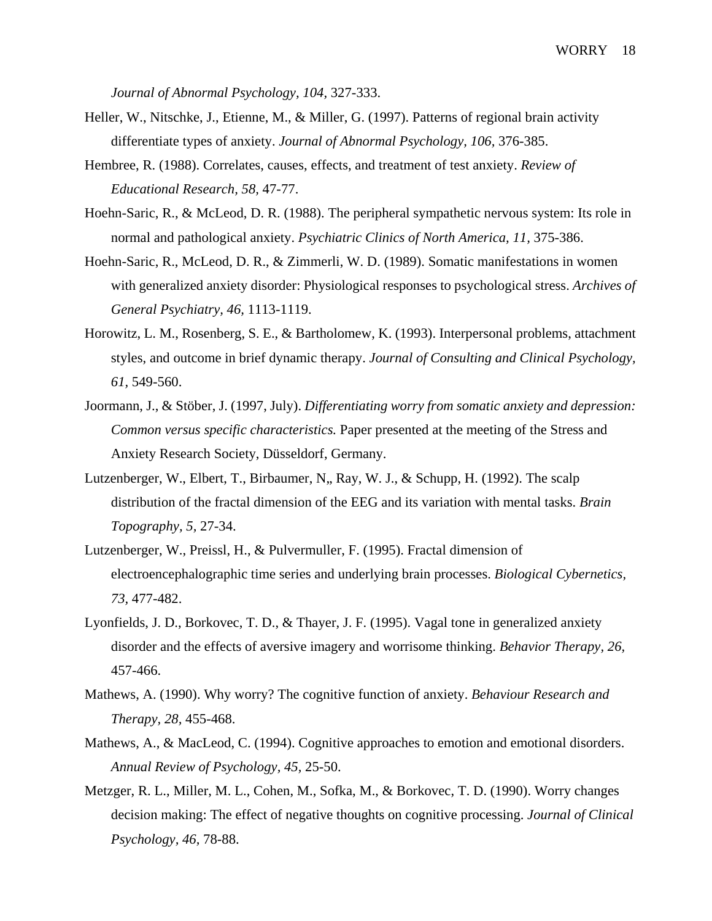*Journal of Abnormal Psychology, 104*, 327-333.

Heller, W., Nitschke, J., Etienne, M., & Miller, G. (1997). Patterns of regional brain activity differentiate types of anxiety. *Journal of Abnormal Psychology, 106*, 376-385.

Hembree, R. (1988). Correlates, causes, effects, and treatment of test anxiety. *Review of Educational Research, 58*, 47-77.

Hoehn-Saric, R., & McLeod, D. R. (1988). The peripheral sympathetic nervous system: Its role in normal and pathological anxiety. *Psychiatric Clinics of North America, 11*, 375-386.

Hoehn-Saric, R., McLeod, D. R., & Zimmerli, W. D. (1989). Somatic manifestations in women with generalized anxiety disorder: Physiological responses to psychological stress. *Archives of General Psychiatry, 46*, 1113-1119.

Horowitz, L. M., Rosenberg, S. E., & Bartholomew, K. (1993). Interpersonal problems, attachment styles, and outcome in brief dynamic therapy. *Journal of Consulting and Clinical Psychology, 61*, 549-560.

Joormann, J., & Stöber, J. (1997, July). *Differentiating worry from somatic anxiety and depression: Common versus specific characteristics.* Paper presented at the meeting of the Stress and Anxiety Research Society, Düsseldorf, Germany.

Lutzenberger, W., Elbert, T., Birbaumer, N,, Ray, W. J., & Schupp, H. (1992). The scalp distribution of the fractal dimension of the EEG and its variation with mental tasks. *Brain Topography, 5*, 27-34.

Lutzenberger, W., Preissl, H., & Pulvermuller, F. (1995). Fractal dimension of electroencephalographic time series and underlying brain processes. *Biological Cybernetics, 73*, 477-482.

Lyonfields, J. D., Borkovec, T. D., & Thayer, J. F. (1995). Vagal tone in generalized anxiety disorder and the effects of aversive imagery and worrisome thinking. *Behavior Therapy, 26*, 457-466.

Mathews, A. (1990). Why worry? The cognitive function of anxiety. *Behaviour Research and Therapy, 28*, 455-468.

Mathews, A., & MacLeod, C. (1994). Cognitive approaches to emotion and emotional disorders. *Annual Review of Psychology, 45*, 25-50.

Metzger, R. L., Miller, M. L., Cohen, M., Sofka, M., & Borkovec, T. D. (1990). Worry changes decision making: The effect of negative thoughts on cognitive processing. *Journal of Clinical Psychology, 46*, 78-88.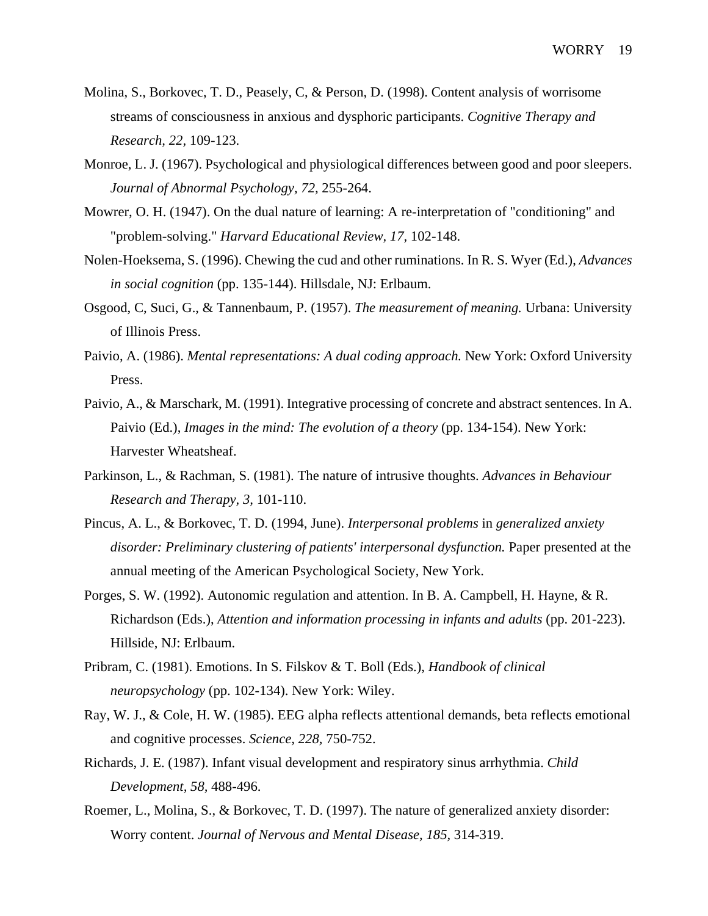Molina, S., Borkovec, T. D., Peasely, C, & Person, D. (1998). Content analysis of worrisome streams of consciousness in anxious and dysphoric participants. *Cognitive Therapy and Research, 22,* 109-123.

Monroe, L. J. (1967). Psychological and physiological differences between good and poor sleepers. *Journal of Abnormal Psychology, 72,* 255-264.

Mowrer, O. H. (1947). On the dual nature of learning: A re-interpretation of "conditioning" and "problem-solving." *Harvard Educational Review, 17,* 102-148.

Nolen-Hoeksema, S. (1996). Chewing the cud and other ruminations. In R. S. Wyer (Ed.), *Advances in social cognition* (pp. 135-144). Hillsdale, NJ: Erlbaum.

Osgood, C, Suci, G., & Tannenbaum, P. (1957). *The measurement of meaning.* Urbana: University of Illinois Press.

Paivio, A. (1986). *Mental representations: A dual coding approach.* New York: Oxford University Press.

Paivio, A., & Marschark, M. (1991). Integrative processing of concrete and abstract sentences. In A. Paivio (Ed.), *Images in the mind: The evolution of a theory* (pp. 134-154). New York: Harvester Wheatsheaf.

Parkinson, L., & Rachman, S. (1981). The nature of intrusive thoughts. *Advances in Behaviour Research and Therapy, 3,* 101-110.

Pincus, A. L., & Borkovec, T. D. (1994, June). *Interpersonal problems* in *generalized anxiety disorder: Preliminary clustering of patients' interpersonal dysfunction.* Paper presented at the annual meeting of the American Psychological Society, New York.

Porges, S. W. (1992). Autonomic regulation and attention. In B. A. Campbell, H. Hayne, & R. Richardson (Eds.), *Attention and information processing in infants and adults* (pp. 201-223). Hillside, NJ: Erlbaum.

Pribram, C. (1981). Emotions. In S. Filskov & T. Boll (Eds.), *Handbook of clinical neuropsychology* (pp. 102-134). New York: Wiley.

Ray, W. J., & Cole, H. W. (1985). EEG alpha reflects attentional demands, beta reflects emotional and cognitive processes. *Science, 228,* 750-752.

Richards, J. E. (1987). Infant visual development and respiratory sinus arrhythmia. *Child Development, 58,* 488-496.

Roemer, L., Molina, S., & Borkovec, T. D. (1997). The nature of generalized anxiety disorder: Worry content. *Journal of Nervous and Mental Disease, 185,* 314-319.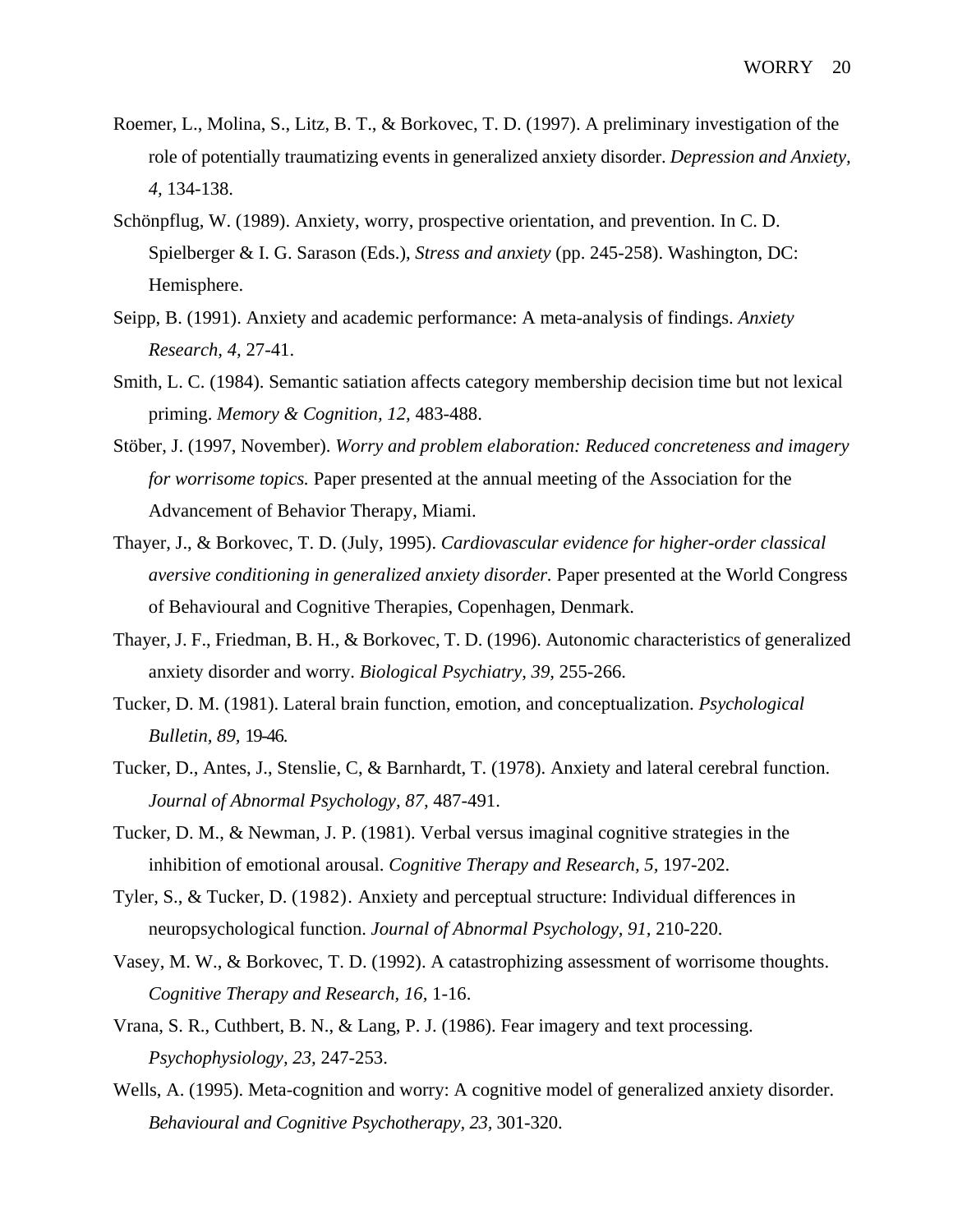Roemer, L., Molina, S., Litz, B. T., & Borkovec, T. D. (1997). A preliminary investigation of the role of potentially traumatizing events in generalized anxiety disorder. *Depression and Anxiety, 4,* 134-138.

Schönpflug, W. (1989). Anxiety, worry, prospective orientation, and prevention. In C. D. Spielberger & I. G. Sarason (Eds.), *Stress and anxiety* (pp. 245-258). Washington, DC: Hemisphere.

Seipp, B. (1991). Anxiety and academic performance: A meta-analysis of findings. *Anxiety Research, 4,* 27-41.

Smith, L. C. (1984). Semantic satiation affects category membership decision time but not lexical priming. *Memory & Cognition, 12,* 483-488.

Stöber, J. (1997, November). *Worry and problem elaboration: Reduced concreteness and imagery for worrisome topics.* Paper presented at the annual meeting of the Association for the Advancement of Behavior Therapy, Miami.

Thayer, J., & Borkovec, T. D. (July, 1995). *Cardiovascular evidence for higher-order classical aversive conditioning in generalized anxiety disorder.* Paper presented at the World Congress of Behavioural and Cognitive Therapies, Copenhagen, Denmark.

Thayer, J. F., Friedman, B. H., & Borkovec, T. D. (1996). Autonomic characteristics of generalized anxiety disorder and worry. *Biological Psychiatry, 39,* 255-266.

Tucker, D. M. (1981). Lateral brain function, emotion, and conceptualization. *Psychological Bulletin, 89,* 19-46.

Tucker, D., Antes, J., Stenslie, C, & Barnhardt, T. (1978). Anxiety and lateral cerebral function. *Journal of Abnormal Psychology, 87,* 487-491.

Tucker, D. M., & Newman, J. P. (1981). Verbal versus imaginal cognitive strategies in the inhibition of emotional arousal. *Cognitive Therapy and Research, 5,* 197-202.

Tyler, S., & Tucker, D. (1982). Anxiety and perceptual structure: Individual differences in neuropsychological function. *Journal of Abnormal Psychology, 91,* 210-220.

Vasey, M. W., & Borkovec, T. D. (1992). A catastrophizing assessment of worrisome thoughts. *Cognitive Therapy and Research, 16,* 1-16.

Vrana, S. R., Cuthbert, B. N., & Lang, P. J. (1986). Fear imagery and text processing. *Psychophysiology, 23,* 247-253.

Wells, A. (1995). Meta-cognition and worry: A cognitive model of generalized anxiety disorder. *Behavioural and Cognitive Psychotherapy, 23,* 301-320.